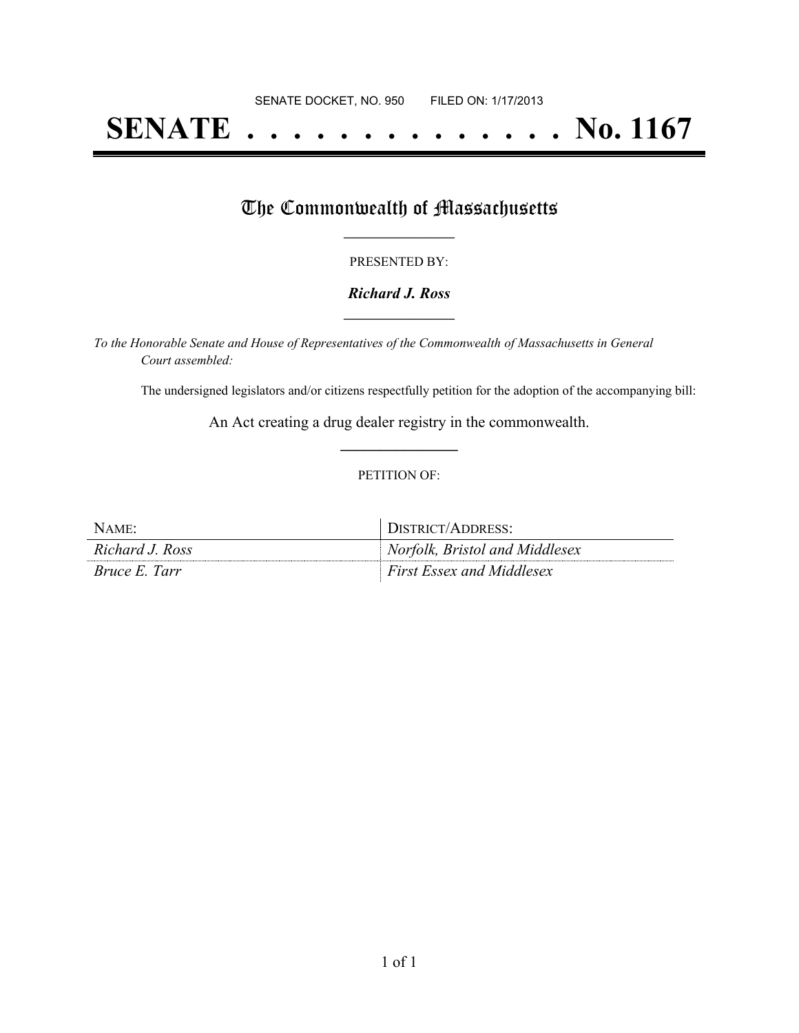SENATE DOCKET, NO. 950        FILED ON: 1/17/2013

# SENATE . . . . . . . . . . . . . . No. 1167

## The Commonwealth of Massachusetts

PRESENTED BY:

***Richard J. Ross***

*To the Honorable Senate and House of Representatives of the Commonwealth of Massachusetts in General Court assembled:*

The undersigned legislators and/or citizens respectfully petition for the adoption of the accompanying bill:

An Act creating a drug dealer registry in the commonwealth.

PETITION OF:

| NAME: | DISTRICT/ADDRESS: |
|---|---|
| *Richard J. Ross* | *Norfolk, Bristol and Middlesex* |
| *Bruce E. Tarr* | *First Essex and Middlesex* |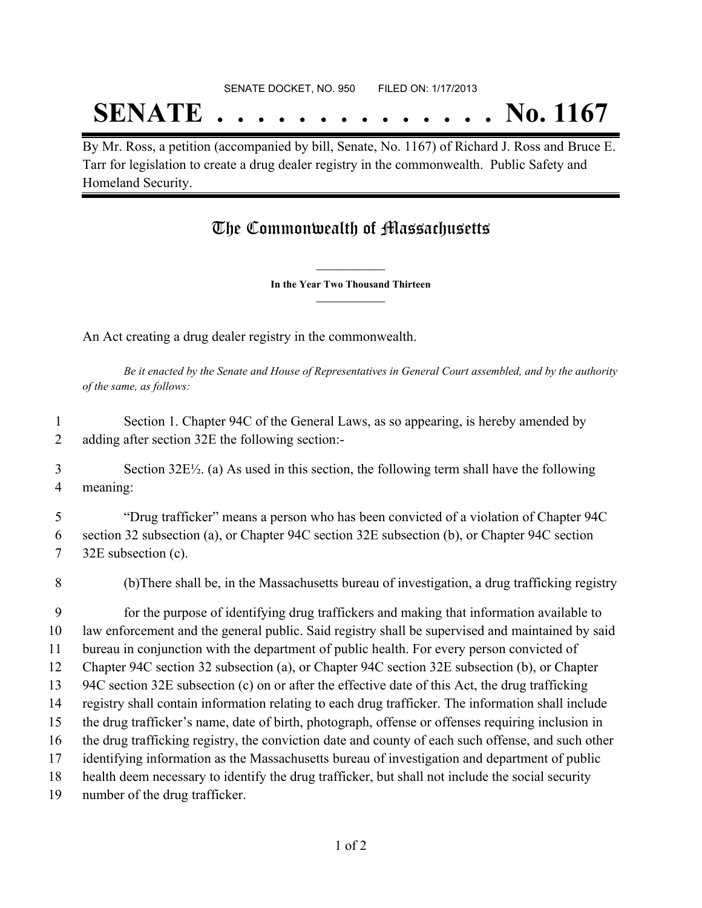SENATE DOCKET, NO. 950        FILED ON: 1/17/2013

# SENATE . . . . . . . . . . . . . . No. 1167

By Mr. Ross, a petition (accompanied by bill, Senate, No. 1167) of Richard J. Ross and Bruce E. Tarr for legislation to create a drug dealer registry in the commonwealth. Public Safety and Homeland Security.

## The Commonwealth of Massachusetts

**In the Year Two Thousand Thirteen**

An Act creating a drug dealer registry in the commonwealth.

*Be it enacted by the Senate and House of Representatives in General Court assembled, and by the authority of the same, as follows:*

1 Section 1. Chapter 94C of the General Laws, as so appearing, is hereby amended by
2 adding after section 32E the following section:-

3 Section 32E½. (a) As used in this section, the following term shall have the following
4 meaning:

5 "Drug trafficker" means a person who has been convicted of a violation of Chapter 94C
6 section 32 subsection (a), or Chapter 94C section 32E subsection (b), or Chapter 94C section
7 32E subsection (c).

8 (b)There shall be, in the Massachusetts bureau of investigation, a drug trafficking registry

9 for the purpose of identifying drug traffickers and making that information available to
10 law enforcement and the general public. Said registry shall be supervised and maintained by said
11 bureau in conjunction with the department of public health. For every person convicted of
12 Chapter 94C section 32 subsection (a), or Chapter 94C section 32E subsection (b), or Chapter
13 94C section 32E subsection (c) on or after the effective date of this Act, the drug trafficking
14 registry shall contain information relating to each drug trafficker. The information shall include
15 the drug trafficker's name, date of birth, photograph, offense or offenses requiring inclusion in
16 the drug trafficking registry, the conviction date and county of each such offense, and such other
17 identifying information as the Massachusetts bureau of investigation and department of public
18 health deem necessary to identify the drug trafficker, but shall not include the social security
19 number of the drug trafficker.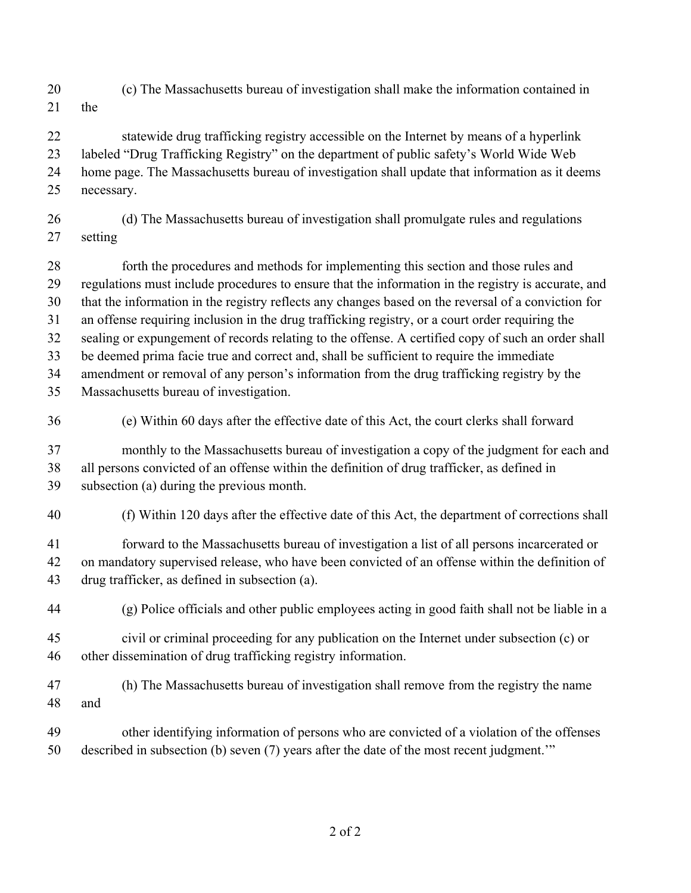(c) The Massachusetts bureau of investigation shall make the information contained in the statewide drug trafficking registry accessible on the Internet by means of a hyperlink labeled "Drug Trafficking Registry" on the department of public safety's World Wide Web home page. The Massachusetts bureau of investigation shall update that information as it deems necessary.

(d) The Massachusetts bureau of investigation shall promulgate rules and regulations setting forth the procedures and methods for implementing this section and those rules and regulations must include procedures to ensure that the information in the registry is accurate, and that the information in the registry reflects any changes based on the reversal of a conviction for an offense requiring inclusion in the drug trafficking registry, or a court order requiring the sealing or expungement of records relating to the offense. A certified copy of such an order shall be deemed prima facie true and correct and, shall be sufficient to require the immediate amendment or removal of any person's information from the drug trafficking registry by the Massachusetts bureau of investigation.

(e) Within 60 days after the effective date of this Act, the court clerks shall forward monthly to the Massachusetts bureau of investigation a copy of the judgment for each and all persons convicted of an offense within the definition of drug trafficker, as defined in subsection (a) during the previous month.

(f) Within 120 days after the effective date of this Act, the department of corrections shall forward to the Massachusetts bureau of investigation a list of all persons incarcerated or on mandatory supervised release, who have been convicted of an offense within the definition of drug trafficker, as defined in subsection (a).

(g) Police officials and other public employees acting in good faith shall not be liable in a civil or criminal proceeding for any publication on the Internet under subsection (c) or other dissemination of drug trafficking registry information.

(h) The Massachusetts bureau of investigation shall remove from the registry the name and other identifying information of persons who are convicted of a violation of the offenses described in subsection (b) seven (7) years after the date of the most recent judgment.'"